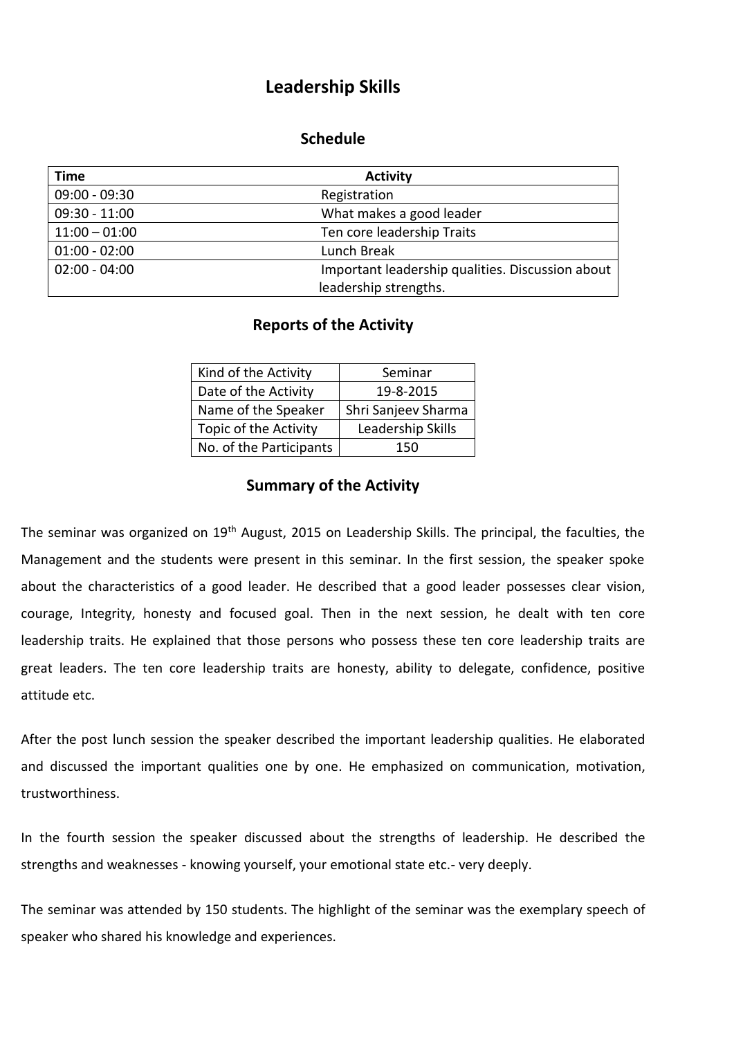# Leadership Skills

## Schedule

| Time | Activity |
| --- | --- |
| 09:00 - 09:30 | Registration |
| 09:30 - 11:00 | What makes a good leader |
| 11:00 – 01:00 | Ten core leadership Traits |
| 01:00 - 02:00 | Lunch Break |
| 02:00 - 04:00 | Important leadership qualities. Discussion about leadership strengths. |

## Reports of the Activity

| Kind of the Activity | Seminar |
| --- | --- |
| Date of the Activity | 19-8-2015 |
| Name of the Speaker | Shri Sanjeev Sharma |
| Topic of the Activity | Leadership Skills |
| No. of the Participants | 150 |

## Summary of the Activity

The seminar was organized on 19th August, 2015 on Leadership Skills. The principal, the faculties, the Management and the students were present in this seminar. In the first session, the speaker spoke about the characteristics of a good leader. He described that a good leader possesses clear vision, courage, Integrity, honesty and focused goal. Then in the next session, he dealt with ten core leadership traits. He explained that those persons who possess these ten core leadership traits are great leaders. The ten core leadership traits are honesty, ability to delegate, confidence, positive attitude etc.

After the post lunch session the speaker described the important leadership qualities. He elaborated and discussed the important qualities one by one. He emphasized on communication, motivation, trustworthiness.

In the fourth session the speaker discussed about the strengths of leadership. He described the strengths and weaknesses - knowing yourself, your emotional state etc.- very deeply.

The seminar was attended by 150 students. The highlight of the seminar was the exemplary speech of speaker who shared his knowledge and experiences.